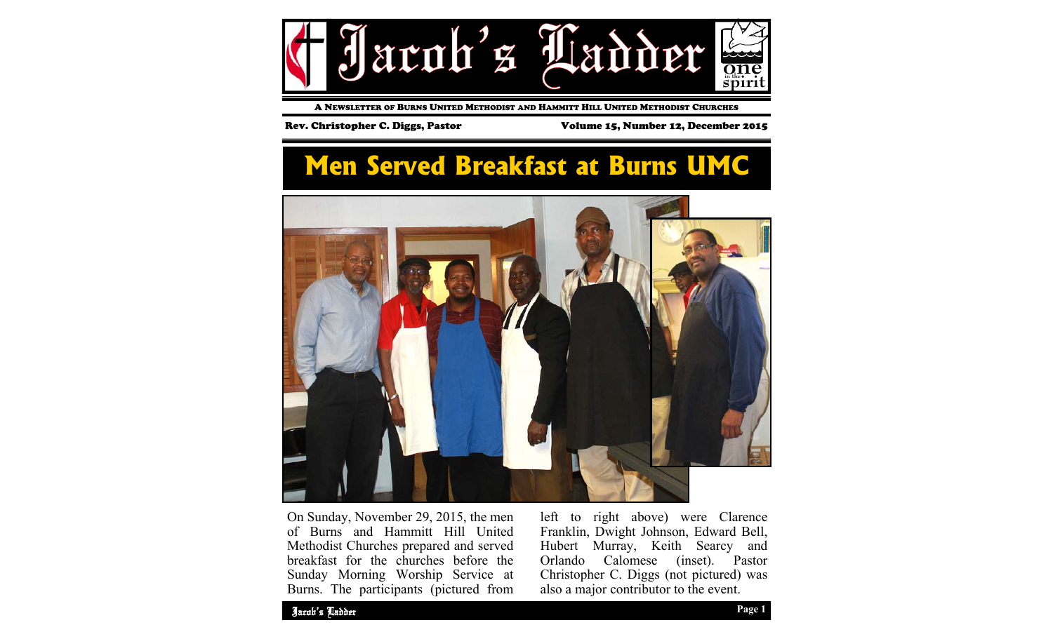# Jacob's Ladder

A Newsletter of Burns United Methodist and Hammitt Hill United Methodist Churches

Rev. Christopher C. Diggs, Pastor

Volume 15, Number 12, December 2015

## Men Served Breakfast at Burns UMC

On Sunday, November 29, 2015, the men of Burns and Hammitt Hill United Methodist Churches prepared and served breakfast for the churches before the Sunday Morning Worship Service at Burns. The participants (pictured from left to right above) were Clarence Franklin, Dwight Johnson, Edward Bell, Hubert Murray, Keith Searcy and Orlando Calomese (inset). Pastor Christopher C. Diggs (not pictured) was also a major contributor to the event.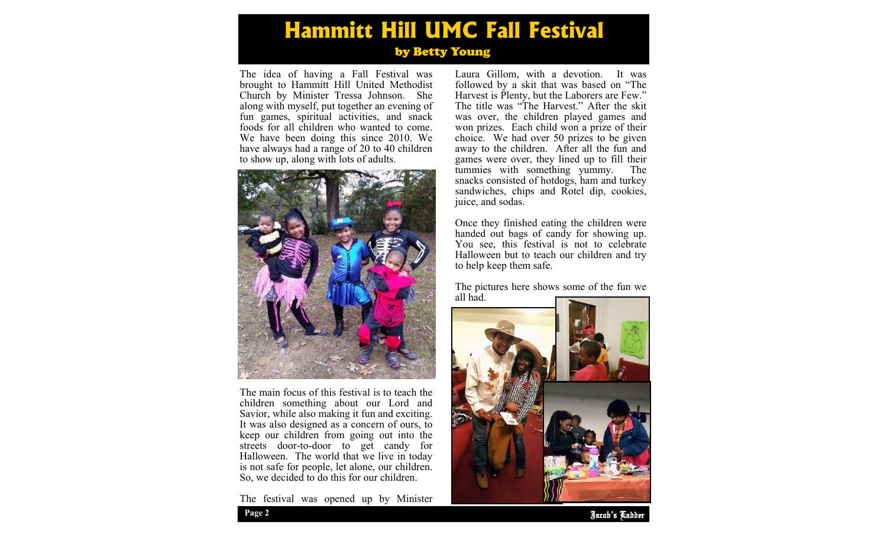# Hammitt Hill UMC Fall Festival

## by Betty Young

The idea of having a Fall Festival was brought to Hammitt Hill United Methodist Church by Minister Tressa Johnson. She along with myself, put together an evening of fun games, spiritual activities, and snack foods for all children who wanted to come. We have been doing this since 2010. We have always had a range of 20 to 40 children to show up, along with lots of adults.

The main focus of this festival is to teach the children something about our Lord and Savior, while also making it fun and exciting. It was also designed as a concern of ours, to keep our children from going out into the streets door-to-door to get candy for Halloween. The world that we live in today is not safe for people, let alone, our children. So, we decided to do this for our children.

The festival was opened up by Minister Laura Gillom, with a devotion. It was followed by a skit that was based on "The Harvest is Plenty, but the Laborers are Few." The title was "The Harvest." After the skit was over, the children played games and won prizes. Each child won a prize of their choice. We had over 50 prizes to be given away to the children. After all the fun and games were over, they lined up to fill their tummies with something yummy. The snacks consisted of hotdogs, ham and turkey sandwiches, chips and Rotel dip, cookies, juice, and sodas.

Once they finished eating the children were handed out bags of candy for showing up. You see, this festival is not to celebrate Halloween but to teach our children and try to help keep them safe.

The pictures here shows some of the fun we all had.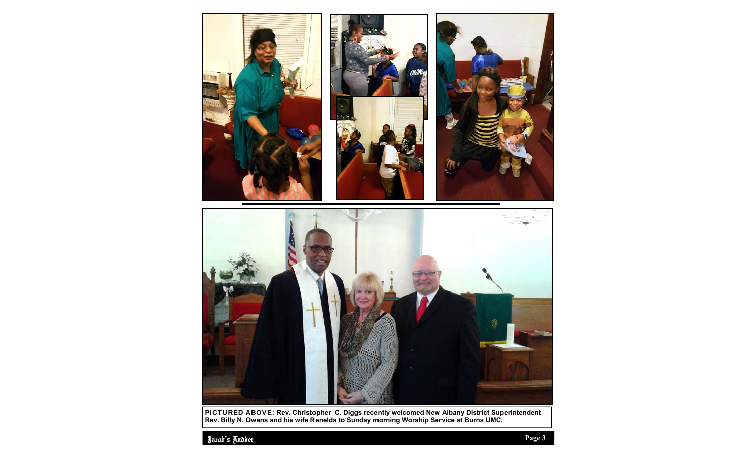**PICTURED ABOVE: Rev. Christopher C. Diggs recently welcomed New Albany District Superintendent Rev. Billy N. Owens and his wife Renelda to Sunday morning Worship Service at Burns UMC.**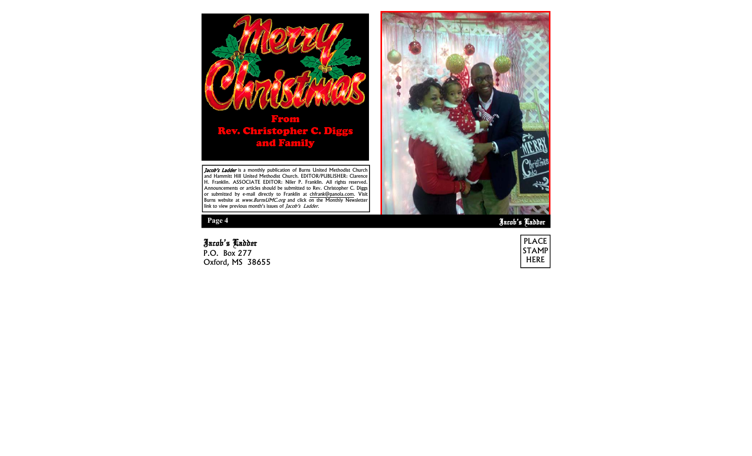Merry Christmas

**From Rev. Christopher C. Diggs and Family**

***Jacob's Ladder*** is a monthly publication of Burns United Methodist Church and Hammitt Hill United Methodist Church. EDITOR/PUBLISHER: Clarence H. Franklin. ASSOCIATE EDITOR: Niler P. Franklin. All rights reserved. Announcements or articles should be submitted to Rev. Christopher C. Diggs or submitted by e-mail directly to Franklin at chfrank@panola.com. Visit Burns website at *www.BurnsUMC.org* and click on the Monthly Newsletter link to view previous month's issues of *Jacob's Ladder.*

Jacob's Ladder
P.O. Box 277
Oxford, MS 38655

PLACE STAMP HERE